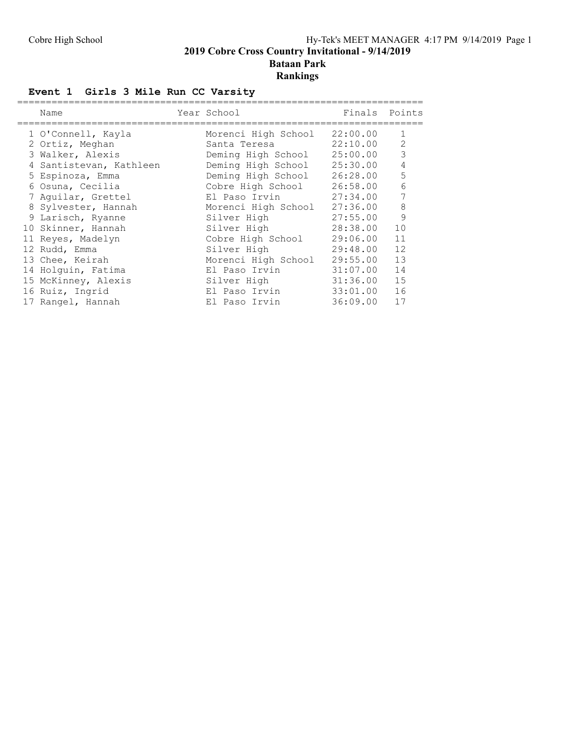# 2019 Cobre Cross Country Invitational - 9/14/2019

## Bataan Park

## Rankings

### Event 1 Girls 3 Mile Run CC Varsity

| | Name | Year | School | Finals | Points |
|---|---|---|---|---|---|
| 1 | O'Connell, Kayla | | Morenci High School | 22:00.00 | 1 |
| 2 | Ortiz, Meghan | | Santa Teresa | 22:10.00 | 2 |
| 3 | Walker, Alexis | | Deming High School | 25:00.00 | 3 |
| 4 | Santistevan, Kathleen | | Deming High School | 25:30.00 | 4 |
| 5 | Espinoza, Emma | | Deming High School | 26:28.00 | 5 |
| 6 | Osuna, Cecilia | | Cobre High School | 26:58.00 | 6 |
| 7 | Aguilar, Grettel | | El Paso Irvin | 27:34.00 | 7 |
| 8 | Sylvester, Hannah | | Morenci High School | 27:36.00 | 8 |
| 9 | Larisch, Ryanne | | Silver High | 27:55.00 | 9 |
| 10 | Skinner, Hannah | | Silver High | 28:38.00 | 10 |
| 11 | Reyes, Madelyn | | Cobre High School | 29:06.00 | 11 |
| 12 | Rudd, Emma | | Silver High | 29:48.00 | 12 |
| 13 | Chee, Keirah | | Morenci High School | 29:55.00 | 13 |
| 14 | Holguin, Fatima | | El Paso Irvin | 31:07.00 | 14 |
| 15 | McKinney, Alexis | | Silver High | 31:36.00 | 15 |
| 16 | Ruiz, Ingrid | | El Paso Irvin | 33:01.00 | 16 |
| 17 | Rangel, Hannah | | El Paso Irvin | 36:09.00 | 17 |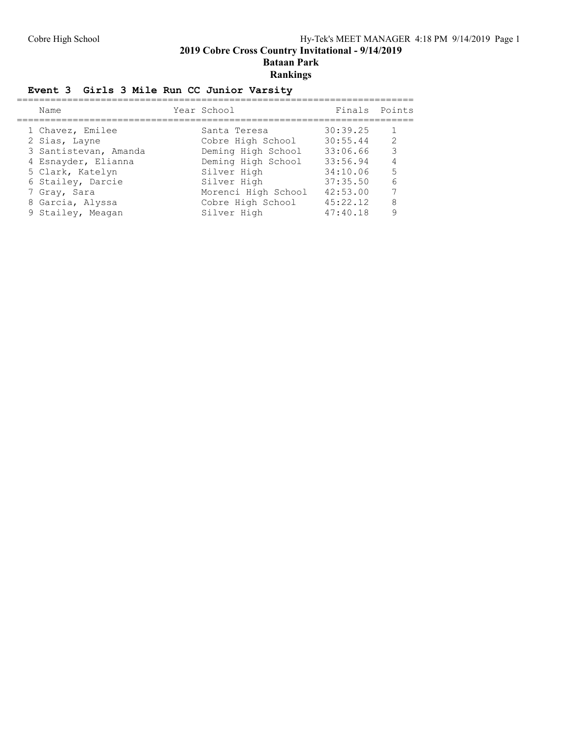## 2019 Cobre Cross Country Invitational - 9/14/2019

### Bataan Park

### Rankings

**Event 3 Girls 3 Mile Run CC Junior Varsity**

| | Name | Year | School | Finals | Points |
|---|---|---|---|---|---|
| 1 | Chavez, Emilee | | Santa Teresa | 30:39.25 | 1 |
| 2 | Sias, Layne | | Cobre High School | 30:55.44 | 2 |
| 3 | Santistevan, Amanda | | Deming High School | 33:06.66 | 3 |
| 4 | Esnayder, Elianna | | Deming High School | 33:56.94 | 4 |
| 5 | Clark, Katelyn | | Silver High | 34:10.06 | 5 |
| 6 | Stailey, Darcie | | Silver High | 37:35.50 | 6 |
| 7 | Gray, Sara | | Morenci High School | 42:53.00 | 7 |
| 8 | Garcia, Alyssa | | Cobre High School | 45:22.12 | 8 |
| 9 | Stailey, Meagan | | Silver High | 47:40.18 | 9 |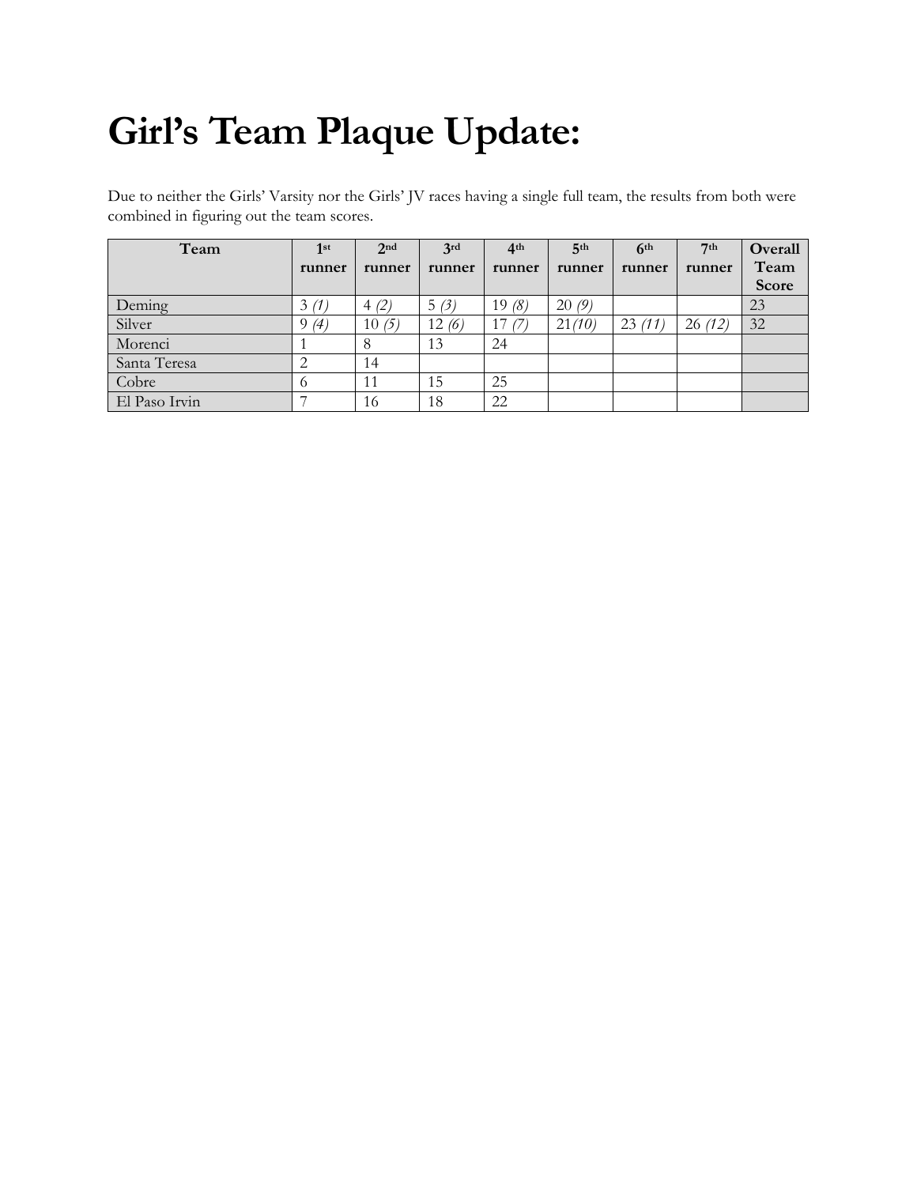# Girl's Team Plaque Update:

Due to neither the Girls' Varsity nor the Girls' JV races having a single full team, the results from both were combined in figuring out the team scores.

| Team | 1st runner | 2nd runner | 3rd runner | 4th runner | 5th runner | 6th runner | 7th runner | Overall Team Score |
|---|---|---|---|---|---|---|---|---|
| Deming | 3 *(1)* | 4 *(2)* | 5 *(3)* | 19 *(8)* | 20 *(9)* | | | 23 |
| Silver | 9 *(4)* | 10 *(5)* | 12 *(6)* | 17 *(7)* | 21*(10)* | 23 *(11)* | 26 *(12)* | 32 |
| Morenci | 1 | 8 | 13 | 24 | | | | |
| Santa Teresa | 2 | 14 | | | | | | |
| Cobre | 6 | 11 | 15 | 25 | | | | |
| El Paso Irvin | 7 | 16 | 18 | 22 | | | | |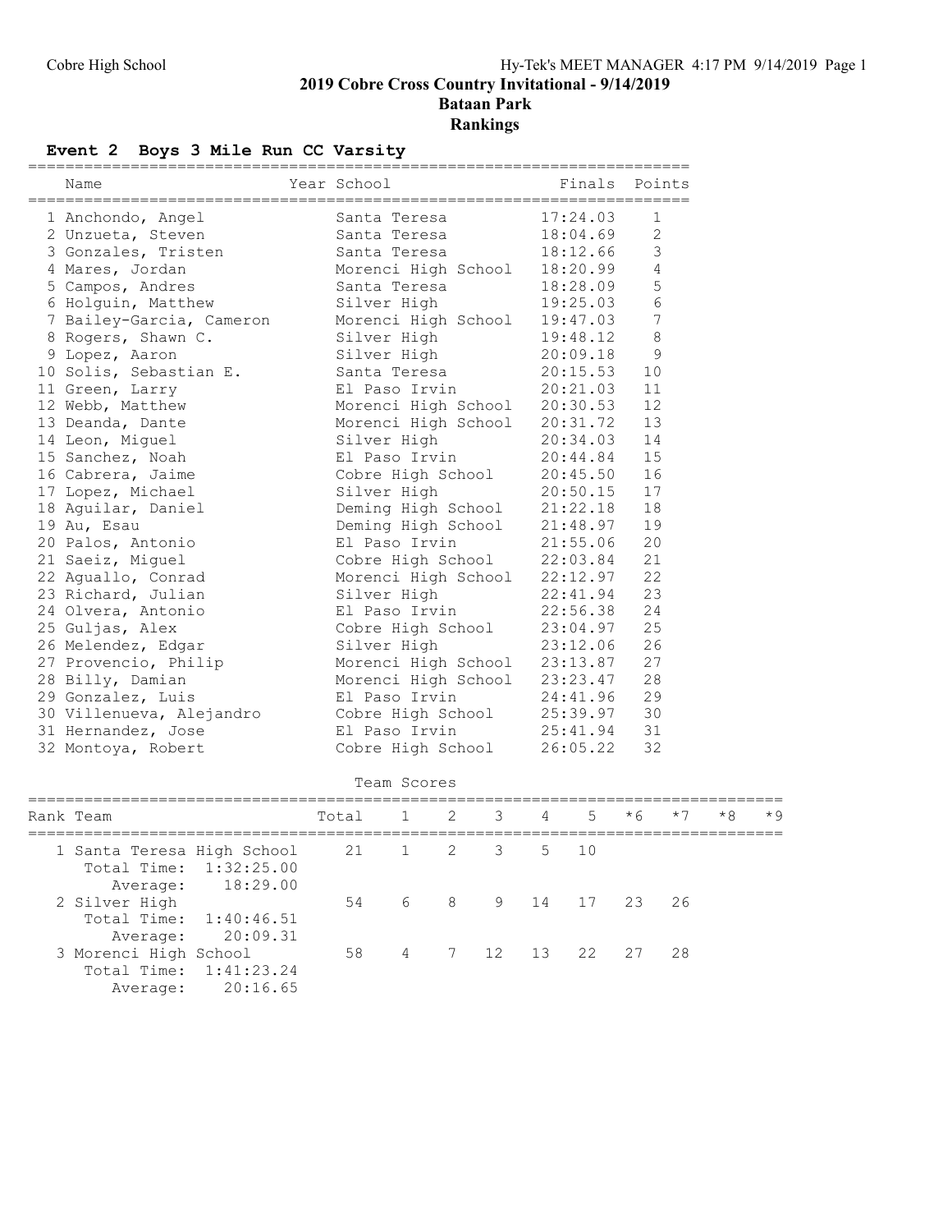## 2019 Cobre Cross Country Invitational - 9/14/2019

## Bataan Park

## Rankings

### Event 2 Boys 3 Mile Run CC Varsity

| Name | Year | School | Finals | Points |
|---|---|---|---|---|
| 1 Anchondo, Angel | | Santa Teresa | 17:24.03 | 1 |
| 2 Unzueta, Steven | | Santa Teresa | 18:04.69 | 2 |
| 3 Gonzales, Tristen | | Santa Teresa | 18:12.66 | 3 |
| 4 Mares, Jordan | | Morenci High School | 18:20.99 | 4 |
| 5 Campos, Andres | | Santa Teresa | 18:28.09 | 5 |
| 6 Holguin, Matthew | | Silver High | 19:25.03 | 6 |
| 7 Bailey-Garcia, Cameron | | Morenci High School | 19:47.03 | 7 |
| 8 Rogers, Shawn C. | | Silver High | 19:48.12 | 8 |
| 9 Lopez, Aaron | | Silver High | 20:09.18 | 9 |
| 10 Solis, Sebastian E. | | Santa Teresa | 20:15.53 | 10 |
| 11 Green, Larry | | El Paso Irvin | 20:21.03 | 11 |
| 12 Webb, Matthew | | Morenci High School | 20:30.53 | 12 |
| 13 Deanda, Dante | | Morenci High School | 20:31.72 | 13 |
| 14 Leon, Miguel | | Silver High | 20:34.03 | 14 |
| 15 Sanchez, Noah | | El Paso Irvin | 20:44.84 | 15 |
| 16 Cabrera, Jaime | | Cobre High School | 20:45.50 | 16 |
| 17 Lopez, Michael | | Silver High | 20:50.15 | 17 |
| 18 Aguilar, Daniel | | Deming High School | 21:22.18 | 18 |
| 19 Au, Esau | | Deming High School | 21:48.97 | 19 |
| 20 Palos, Antonio | | El Paso Irvin | 21:55.06 | 20 |
| 21 Saeiz, Miguel | | Cobre High School | 22:03.84 | 21 |
| 22 Aguallo, Conrad | | Morenci High School | 22:12.97 | 22 |
| 23 Richard, Julian | | Silver High | 22:41.94 | 23 |
| 24 Olvera, Antonio | | El Paso Irvin | 22:56.38 | 24 |
| 25 Guljas, Alex | | Cobre High School | 23:04.97 | 25 |
| 26 Melendez, Edgar | | Silver High | 23:12.06 | 26 |
| 27 Provencio, Philip | | Morenci High School | 23:13.87 | 27 |
| 28 Billy, Damian | | Morenci High School | 23:23.47 | 28 |
| 29 Gonzalez, Luis | | El Paso Irvin | 24:41.96 | 29 |
| 30 Villenueva, Alejandro | | Cobre High School | 25:39.97 | 30 |
| 31 Hernandez, Jose | | El Paso Irvin | 25:41.94 | 31 |
| 32 Montoya, Robert | | Cobre High School | 26:05.22 | 32 |

Team Scores

| Rank Team | Total | 1 | 2 | 3 | 4 | 5 | *6 | *7 | *8 | *9 |
|---|---|---|---|---|---|---|---|---|---|---|
| 1 Santa Teresa High School | 21 | 1 | 2 | 3 | 5 | 10 | | | | |
| Total Time: 1:32:25.00 | | | | | | | | | | |
| Average: 18:29.00 | | | | | | | | | | |
| 2 Silver High | 54 | 6 | 8 | 9 | 14 | 17 | 23 | 26 | | |
| Total Time: 1:40:46.51 | | | | | | | | | | |
| Average: 20:09.31 | | | | | | | | | | |
| 3 Morenci High School | 58 | 4 | 7 | 12 | 13 | 22 | 27 | 28 | | |
| Total Time: 1:41:23.24 | | | | | | | | | | |
| Average: 20:16.65 | | | | | | | | | | |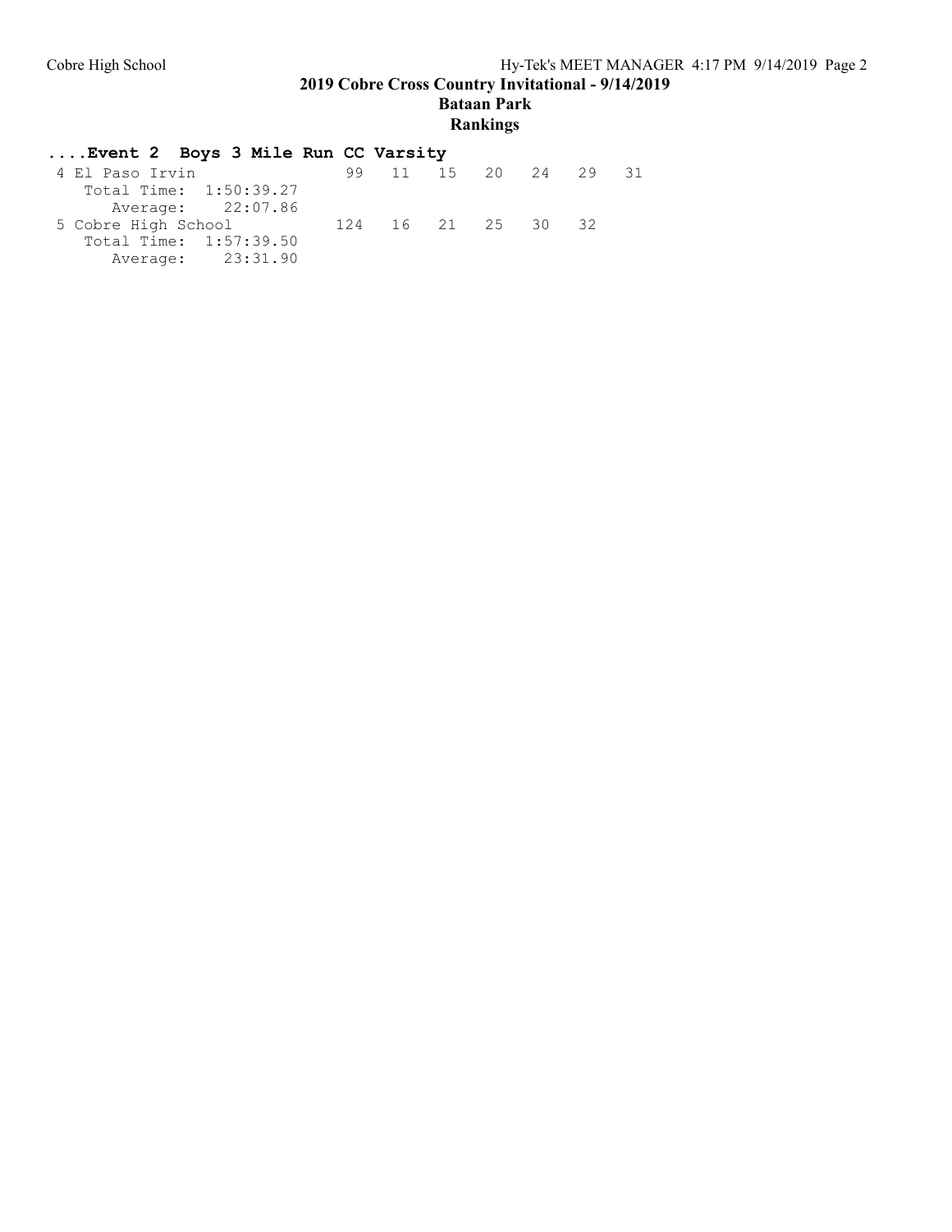## 2019 Cobre Cross Country Invitational - 9/14/2019

### Bataan Park

### Rankings

**....Event 2 Boys 3 Mile Run CC Varsity**

```
 4 El Paso Irvin               99   11   15   20   24   29   31
    Total Time:  1:50:39.27
       Average:    22:07.86
 5 Cobre High School          124   16   21   25   30   32
    Total Time:  1:57:39.50
       Average:    23:31.90
```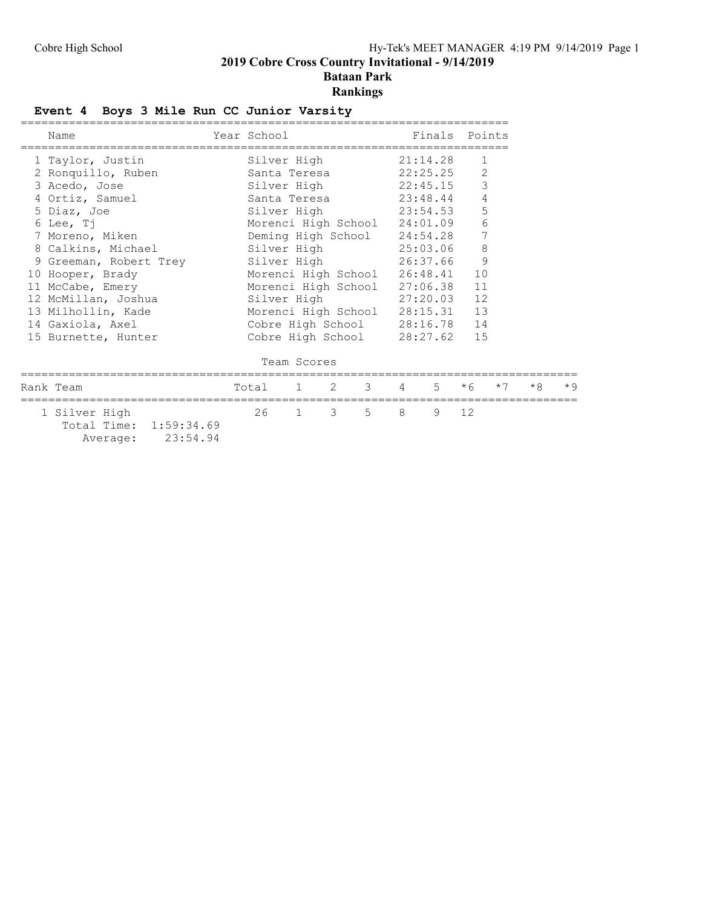# 2019 Cobre Cross Country Invitational - 9/14/2019

## Bataan Park

## Rankings

### Event 4 Boys 3 Mile Run CC Junior Varsity

| | Name | Year | School | Finals | Points |
|---|---|---|---|---|---|
| 1 | Taylor, Justin | | Silver High | 21:14.28 | 1 |
| 2 | Ronquillo, Ruben | | Santa Teresa | 22:25.25 | 2 |
| 3 | Acedo, Jose | | Silver High | 22:45.15 | 3 |
| 4 | Ortiz, Samuel | | Santa Teresa | 23:48.44 | 4 |
| 5 | Diaz, Joe | | Silver High | 23:54.53 | 5 |
| 6 | Lee, Tj | | Morenci High School | 24:01.09 | 6 |
| 7 | Moreno, Miken | | Deming High School | 24:54.28 | 7 |
| 8 | Calkins, Michael | | Silver High | 25:03.06 | 8 |
| 9 | Greeman, Robert Trey | | Silver High | 26:37.66 | 9 |
| 10 | Hooper, Brady | | Morenci High School | 26:48.41 | 10 |
| 11 | McCabe, Emery | | Morenci High School | 27:06.38 | 11 |
| 12 | McMillan, Joshua | | Silver High | 27:20.03 | 12 |
| 13 | Milhollin, Kade | | Morenci High School | 28:15.31 | 13 |
| 14 | Gaxiola, Axel | | Cobre High School | 28:16.78 | 14 |
| 15 | Burnette, Hunter | | Cobre High School | 28:27.62 | 15 |

Team Scores

| Rank | Team | Total | 1 | 2 | 3 | 4 | 5 | *6 | *7 | *8 | *9 |
|---|---|---|---|---|---|---|---|---|---|---|---|
| 1 | Silver High | 26 | 1 | 3 | 5 | 8 | 9 | 12 | | | |
| | Total Time: 1:59:34.69 | | | | | | | | | | |
| | Average: 23:54.94 | | | | | | | | | | |